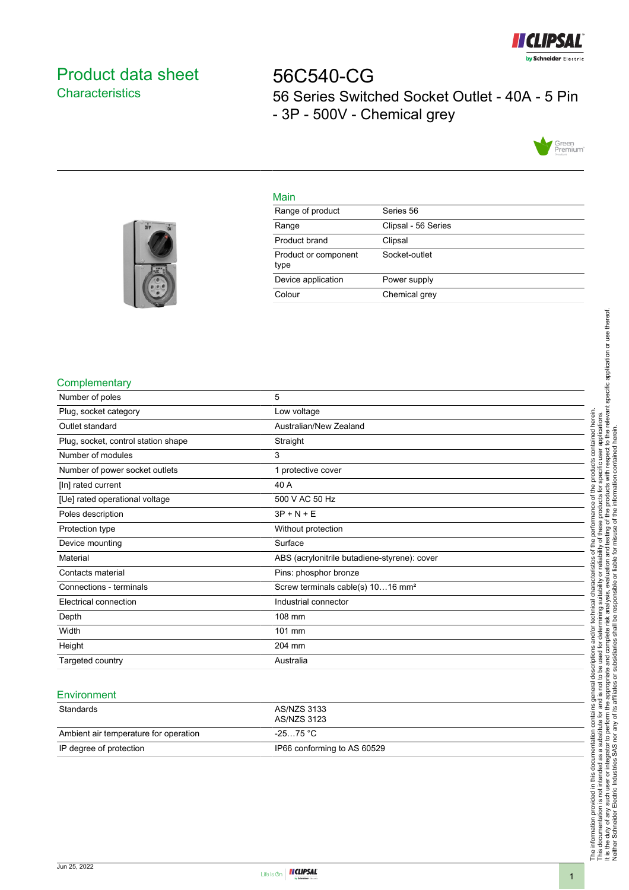# Product data sheet

## Characteristics

# 56C540-CG

56 Series Switched Socket Outlet - 40A - 5 Pin - 3P - 500V - Chemical grey

## Main

| | |
|---|---|
| Range of product | Series 56 |
| Range | Clipsal - 56 Series |
| Product brand | Clipsal |
| Product or component type | Socket-outlet |
| Device application | Power supply |
| Colour | Chemical grey |

## Complementary

| | |
|---|---|
| Number of poles | 5 |
| Plug, socket category | Low voltage |
| Outlet standard | Australian/New Zealand |
| Plug, socket, control station shape | Straight |
| Number of modules | 3 |
| Number of power socket outlets | 1 protective cover |
| [In] rated current | 40 A |
| [Ue] rated operational voltage | 500 V AC 50 Hz |
| Poles description | 3P + N + E |
| Protection type | Without protection |
| Device mounting | Surface |
| Material | ABS (acrylonitrile butadiene-styrene): cover |
| Contacts material | Pins: phosphor bronze |
| Connections - terminals | Screw terminals cable(s) 10…16 mm² |
| Electrical connection | Industrial connector |
| Depth | 108 mm |
| Width | 101 mm |
| Height | 204 mm |
| Targeted country | Australia |

## Environment

| | |
|---|---|
| Standards | AS/NZS 3133<br>AS/NZS 3123 |
| Ambient air temperature for operation | -25…75 °C |
| IP degree of protection | IP66 conforming to AS 60529 |

The information provided in this documentation contains general descriptions and/or technical characteristics of the performance of the products contained herein. This documentation is not intended as a substitute for and is not to be used for determining suitability or reliability of these products for specific user applications. It is the duty of any such user or integrator to perform the appropriate and complete risk analysis, evaluation and testing of the products with respect to the relevant specific application or use thereof. Neither Schneider Electric Industries SAS nor any of its affiliates or subsidiaries shall be responsible or liable for misuse of the information contained herein.

Jun 25, 2022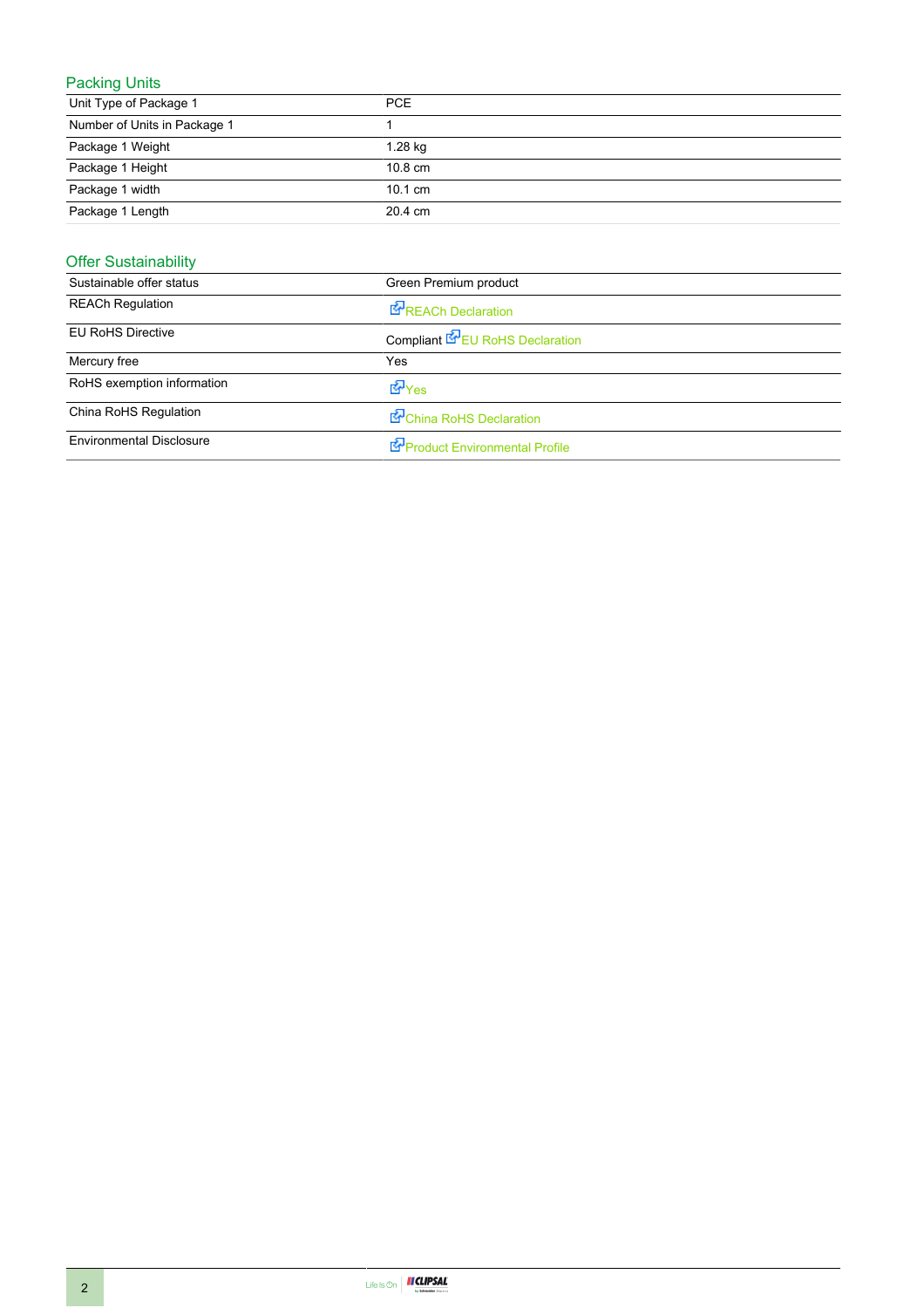## Packing Units

| | |
|---|---|
| Unit Type of Package 1 | PCE |
| Number of Units in Package 1 | 1 |
| Package 1 Weight | 1.28 kg |
| Package 1 Height | 10.8 cm |
| Package 1 width | 10.1 cm |
| Package 1 Length | 20.4 cm |

## Offer Sustainability

| | |
|---|---|
| Sustainable offer status | Green Premium product |
| REACh Regulation | REACh Declaration |
| EU RoHS Directive | Compliant EU RoHS Declaration |
| Mercury free | Yes |
| RoHS exemption information | Yes |
| China RoHS Regulation | China RoHS Declaration |
| Environmental Disclosure | Product Environmental Profile |